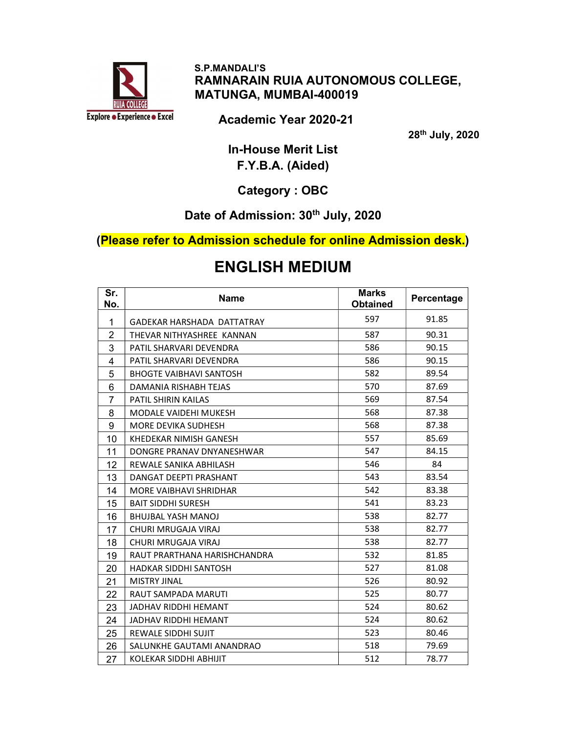S.P.MANDALI'S

# RAMNARAIN RUIA AUTONOMOUS COLLEGE, MATUNGA, MUMBAI-400019

Explore • Experience • Excel

## Academic Year 2020-21

**28th July, 2020**

## In-House Merit List
## F.Y.B.A. (Aided)

## Category : OBC

### Date of Admission: 30th July, 2020

**(Please refer to Admission schedule for online Admission desk.)**

# ENGLISH MEDIUM

| Sr. No. | Name | Marks Obtained | Percentage |
|---|---|---|---|
| 1 | GADEKAR HARSHADA DATTATRAY | 597 | 91.85 |
| 2 | THEVAR NITHYASHREE KANNAN | 587 | 90.31 |
| 3 | PATIL SHARVARI DEVENDRA | 586 | 90.15 |
| 4 | PATIL SHARVARI DEVENDRA | 586 | 90.15 |
| 5 | BHOGTE VAIBHAVI SANTOSH | 582 | 89.54 |
| 6 | DAMANIA RISHABH TEJAS | 570 | 87.69 |
| 7 | PATIL SHIRIN KAILAS | 569 | 87.54 |
| 8 | MODALE VAIDEHI MUKESH | 568 | 87.38 |
| 9 | MORE DEVIKA SUDHESH | 568 | 87.38 |
| 10 | KHEDEKAR NIMISH GANESH | 557 | 85.69 |
| 11 | DONGRE PRANAV DNYANESHWAR | 547 | 84.15 |
| 12 | REWALE SANIKA ABHILASH | 546 | 84 |
| 13 | DANGAT DEEPTI PRASHANT | 543 | 83.54 |
| 14 | MORE VAIBHAVI SHRIDHAR | 542 | 83.38 |
| 15 | BAIT SIDDHI SURESH | 541 | 83.23 |
| 16 | BHUJBAL YASH MANOJ | 538 | 82.77 |
| 17 | CHURI MRUGAJA VIRAJ | 538 | 82.77 |
| 18 | CHURI MRUGAJA VIRAJ | 538 | 82.77 |
| 19 | RAUT PRARTHANA HARISHCHANDRA | 532 | 81.85 |
| 20 | HADKAR SIDDHI SANTOSH | 527 | 81.08 |
| 21 | MISTRY JINAL | 526 | 80.92 |
| 22 | RAUT SAMPADA MARUTI | 525 | 80.77 |
| 23 | JADHAV RIDDHI HEMANT | 524 | 80.62 |
| 24 | JADHAV RIDDHI HEMANT | 524 | 80.62 |
| 25 | REWALE SIDDHI SUJIT | 523 | 80.46 |
| 26 | SALUNKHE GAUTAMI ANANDRAO | 518 | 79.69 |
| 27 | KOLEKAR SIDDHI ABHIJIT | 512 | 78.77 |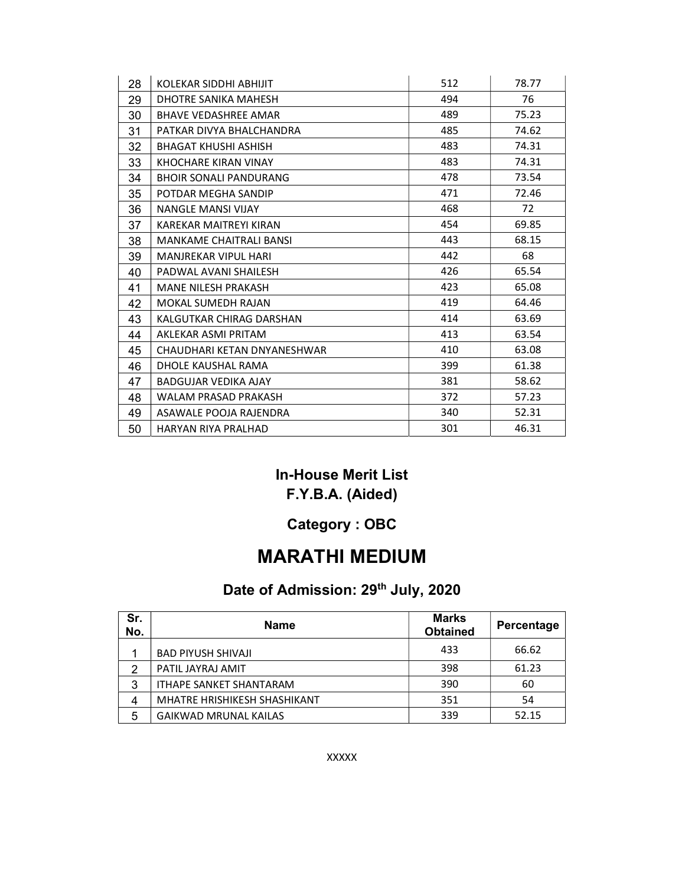| | | | |
|---|---|---|---|
| 28 | KOLEKAR SIDDHI ABHIJIT | 512 | 78.77 |
| 29 | DHOTRE SANIKA MAHESH | 494 | 76 |
| 30 | BHAVE VEDASHREE AMAR | 489 | 75.23 |
| 31 | PATKAR DIVYA BHALCHANDRA | 485 | 74.62 |
| 32 | BHAGAT KHUSHI ASHISH | 483 | 74.31 |
| 33 | KHOCHARE KIRAN VINAY | 483 | 74.31 |
| 34 | BHOIR SONALI PANDURANG | 478 | 73.54 |
| 35 | POTDAR MEGHA SANDIP | 471 | 72.46 |
| 36 | NANGLE MANSI VIJAY | 468 | 72 |
| 37 | KAREKAR MAITREYI KIRAN | 454 | 69.85 |
| 38 | MANKAME CHAITRALI BANSI | 443 | 68.15 |
| 39 | MANJREKAR VIPUL HARI | 442 | 68 |
| 40 | PADWAL AVANI SHAILESH | 426 | 65.54 |
| 41 | MANE NILESH PRAKASH | 423 | 65.08 |
| 42 | MOKAL SUMEDH RAJAN | 419 | 64.46 |
| 43 | KALGUTKAR CHIRAG DARSHAN | 414 | 63.69 |
| 44 | AKLEKAR ASMI PRITAM | 413 | 63.54 |
| 45 | CHAUDHARI KETAN DNYANESHWAR | 410 | 63.08 |
| 46 | DHOLE KAUSHAL RAMA | 399 | 61.38 |
| 47 | BADGUJAR VEDIKA AJAY | 381 | 58.62 |
| 48 | WALAM PRASAD PRAKASH | 372 | 57.23 |
| 49 | ASAWALE POOJA RAJENDRA | 340 | 52.31 |
| 50 | HARYAN RIYA PRALHAD | 301 | 46.31 |

### In-House Merit List
### F.Y.B.A. (Aided)

### Category : OBC

# MARATHI MEDIUM

### Date of Admission: 29th July, 2020

| Sr. No. | Name | Marks Obtained | Percentage |
|---|---|---|---|
| 1 | BAD PIYUSH SHIVAJI | 433 | 66.62 |
| 2 | PATIL JAYRAJ AMIT | 398 | 61.23 |
| 3 | ITHAPE SANKET SHANTARAM | 390 | 60 |
| 4 | MHATRE HRISHIKESH SHASHIKANT | 351 | 54 |
| 5 | GAIKWAD MRUNAL KAILAS | 339 | 52.15 |

XXXXX